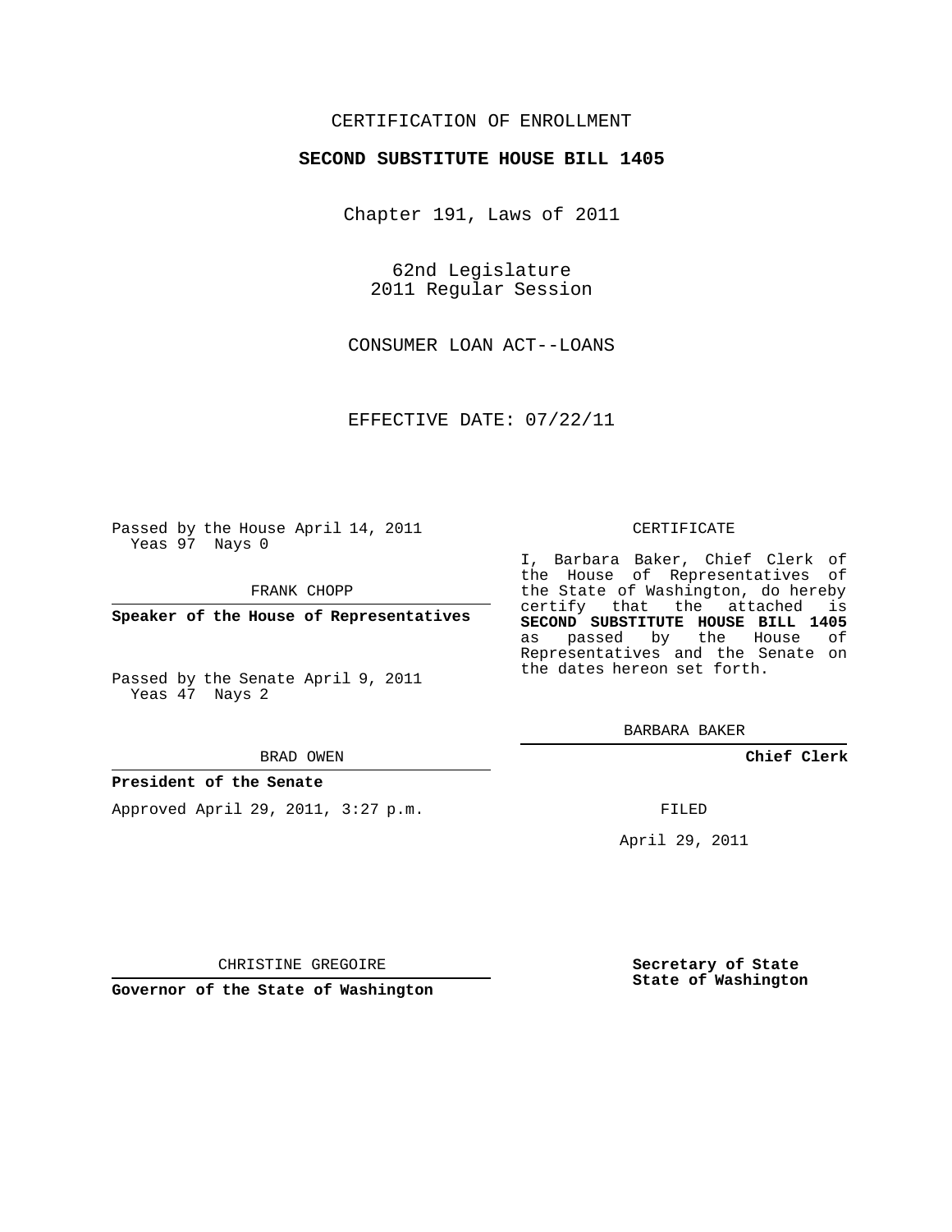CERTIFICATION OF ENROLLMENT

**SECOND SUBSTITUTE HOUSE BILL 1405**

Chapter 191, Laws of 2011

62nd Legislature
2011 Regular Session

CONSUMER LOAN ACT--LOANS

EFFECTIVE DATE: 07/22/11

Passed by the House April 14, 2011
Yeas 97 Nays 0

FRANK CHOPP

**Speaker of the House of Representatives**

Passed by the Senate April 9, 2011
Yeas 47 Nays 2

BRAD OWEN

**President of the Senate**

Approved April 29, 2011, 3:27 p.m.

CHRISTINE GREGOIRE

**Governor of the State of Washington**

CERTIFICATE

I, Barbara Baker, Chief Clerk of the House of Representatives of the State of Washington, do hereby certify that the attached is **SECOND SUBSTITUTE HOUSE BILL 1405** as passed by the House of Representatives and the Senate on the dates hereon set forth.

BARBARA BAKER

**Chief Clerk**

FILED

April 29, 2011

**Secretary of State**
**State of Washington**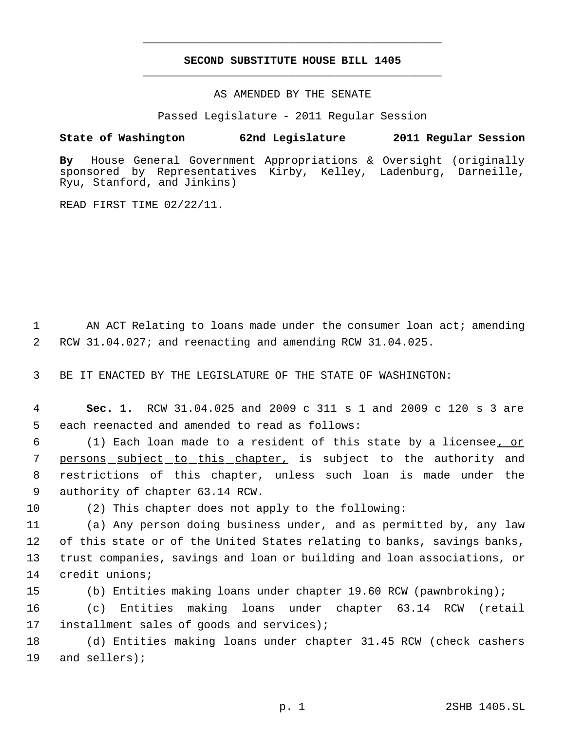# SECOND SUBSTITUTE HOUSE BILL 1405

AS AMENDED BY THE SENATE

Passed Legislature - 2011 Regular Session

**State of Washington 62nd Legislature 2011 Regular Session**

**By** House General Government Appropriations & Oversight (originally sponsored by Representatives Kirby, Kelley, Ladenburg, Darneille, Ryu, Stanford, and Jinkins)

READ FIRST TIME 02/22/11.

1 AN ACT Relating to loans made under the consumer loan act; amending
2 RCW 31.04.027; and reenacting and amending RCW 31.04.025.

3 BE IT ENACTED BY THE LEGISLATURE OF THE STATE OF WASHINGTON:

4 **Sec. 1.** RCW 31.04.025 and 2009 c 311 s 1 and 2009 c 120 s 3 are
5 each reenacted and amended to read as follows:

6 (1) Each loan made to a resident of this state by a licensee<u>, or</u>
7 <u>persons subject to this chapter,</u> is subject to the authority and
8 restrictions of this chapter, unless such loan is made under the
9 authority of chapter 63.14 RCW.

10 (2) This chapter does not apply to the following:

11 (a) Any person doing business under, and as permitted by, any law
12 of this state or of the United States relating to banks, savings banks,
13 trust companies, savings and loan or building and loan associations, or
14 credit unions;

15 (b) Entities making loans under chapter 19.60 RCW (pawnbroking);

16 (c) Entities making loans under chapter 63.14 RCW (retail
17 installment sales of goods and services);

18 (d) Entities making loans under chapter 31.45 RCW (check cashers
19 and sellers);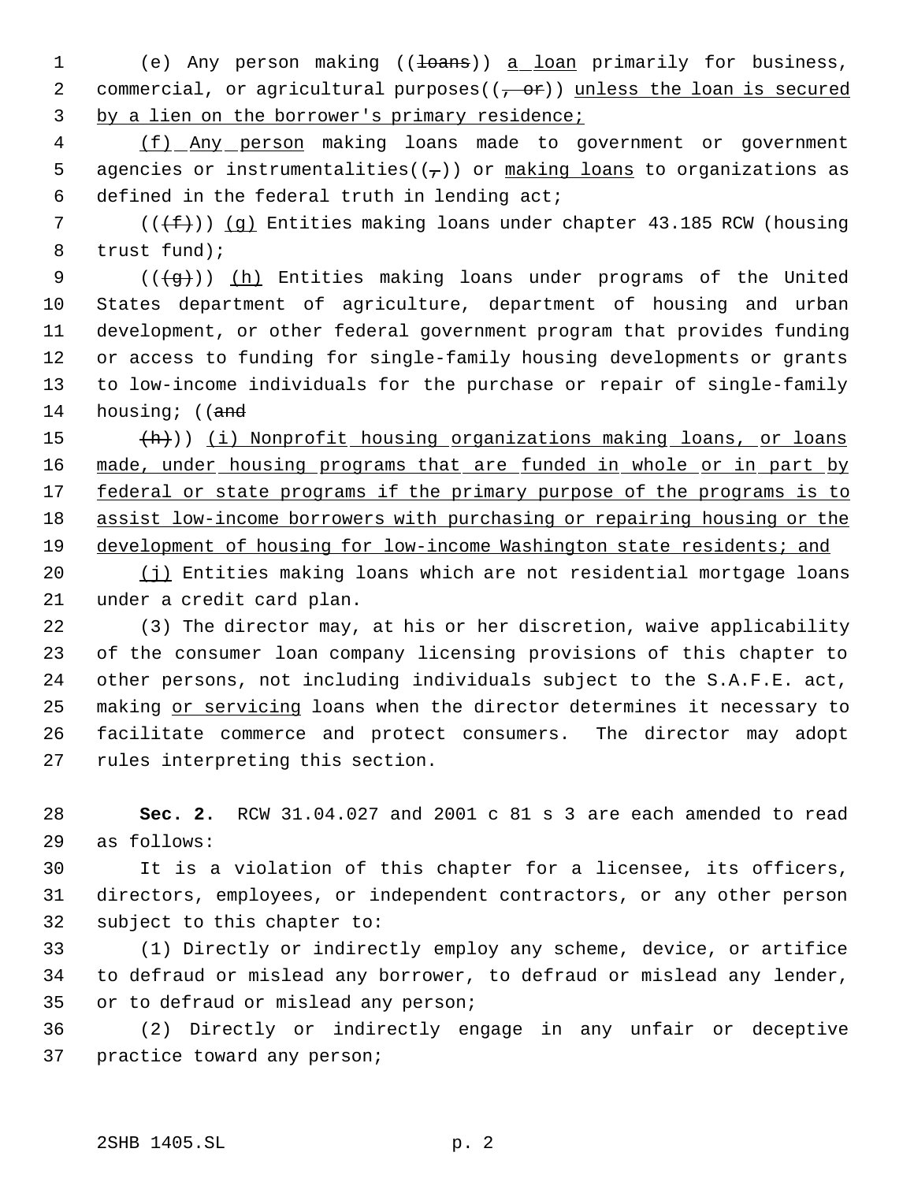(e) Any person making ((~~loans~~)) a loan primarily for business, commercial, or agricultural purposes((~~, or~~)) unless the loan is secured by a lien on the borrower's primary residence;

(f) Any person making loans made to government or government agencies or instrumentalities((~~,~~)) or making loans to organizations as defined in the federal truth in lending act;

((~~(f)~~)) (g) Entities making loans under chapter 43.185 RCW (housing trust fund);

((~~(g)~~)) (h) Entities making loans under programs of the United States department of agriculture, department of housing and urban development, or other federal government program that provides funding or access to funding for single-family housing developments or grants to low-income individuals for the purchase or repair of single-family housing; ((~~and~~

~~(h)~~)) (i) Nonprofit housing organizations making loans, or loans made, under housing programs that are funded in whole or in part by federal or state programs if the primary purpose of the programs is to assist low-income borrowers with purchasing or repairing housing or the development of housing for low-income Washington state residents; and

(j) Entities making loans which are not residential mortgage loans under a credit card plan.

(3) The director may, at his or her discretion, waive applicability of the consumer loan company licensing provisions of this chapter to other persons, not including individuals subject to the S.A.F.E. act, making or servicing loans when the director determines it necessary to facilitate commerce and protect consumers. The director may adopt rules interpreting this section.

**Sec. 2.** RCW 31.04.027 and 2001 c 81 s 3 are each amended to read as follows:

It is a violation of this chapter for a licensee, its officers, directors, employees, or independent contractors, or any other person subject to this chapter to:

(1) Directly or indirectly employ any scheme, device, or artifice to defraud or mislead any borrower, to defraud or mislead any lender, or to defraud or mislead any person;

(2) Directly or indirectly engage in any unfair or deceptive practice toward any person;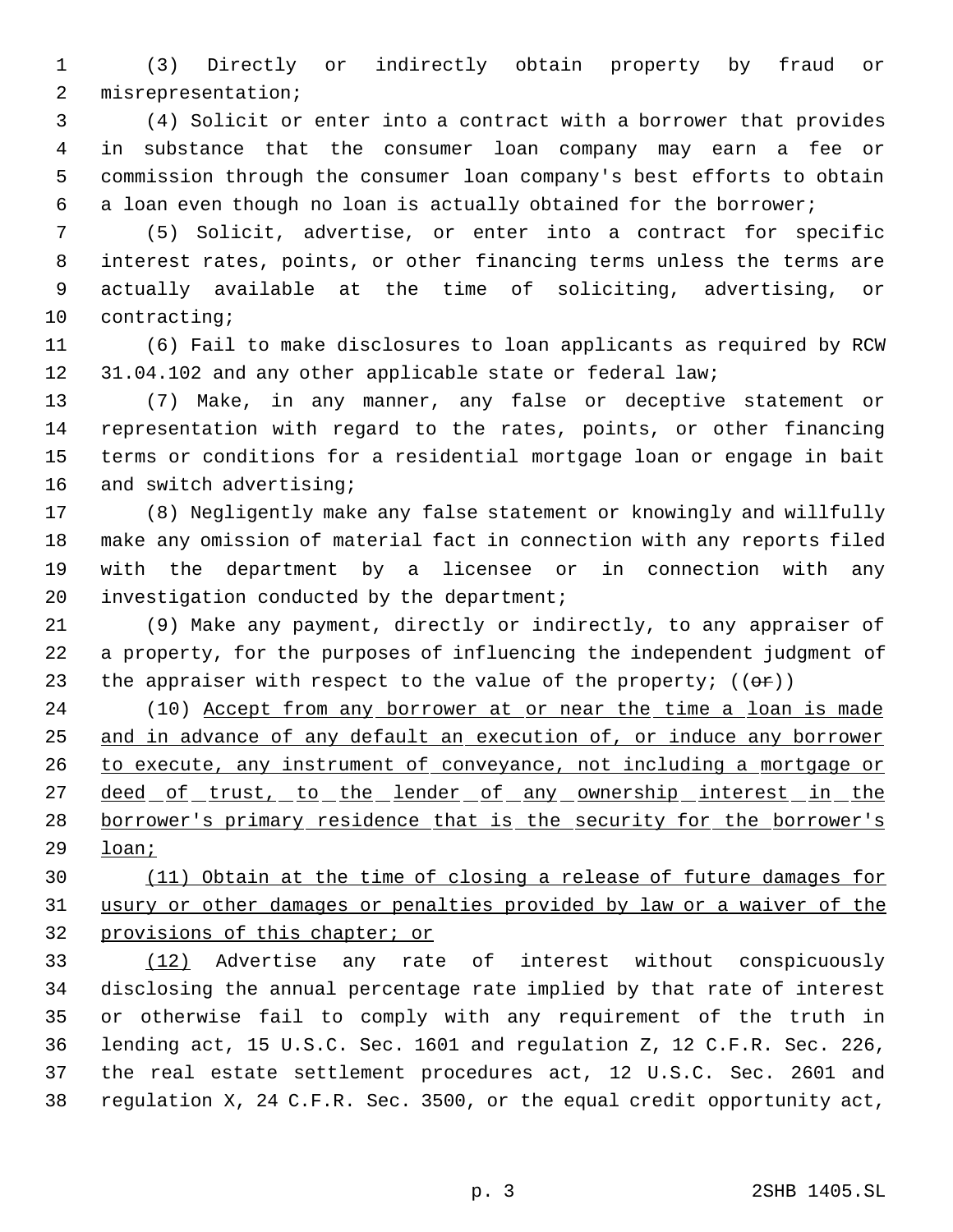(3) Directly or indirectly obtain property by fraud or misrepresentation;

(4) Solicit or enter into a contract with a borrower that provides in substance that the consumer loan company may earn a fee or commission through the consumer loan company's best efforts to obtain a loan even though no loan is actually obtained for the borrower;

(5) Solicit, advertise, or enter into a contract for specific interest rates, points, or other financing terms unless the terms are actually available at the time of soliciting, advertising, or contracting;

(6) Fail to make disclosures to loan applicants as required by RCW 31.04.102 and any other applicable state or federal law;

(7) Make, in any manner, any false or deceptive statement or representation with regard to the rates, points, or other financing terms or conditions for a residential mortgage loan or engage in bait and switch advertising;

(8) Negligently make any false statement or knowingly and willfully make any omission of material fact in connection with any reports filed with the department by a licensee or in connection with any investigation conducted by the department;

(9) Make any payment, directly or indirectly, to any appraiser of a property, for the purposes of influencing the independent judgment of the appraiser with respect to the value of the property; ((~~or~~))

(10) Accept from any borrower at or near the time a loan is made and in advance of any default an execution of, or induce any borrower to execute, any instrument of conveyance, not including a mortgage or deed of trust, to the lender of any ownership interest in the borrower's primary residence that is the security for the borrower's loan;

(11) Obtain at the time of closing a release of future damages for usury or other damages or penalties provided by law or a waiver of the provisions of this chapter; or

(12) Advertise any rate of interest without conspicuously disclosing the annual percentage rate implied by that rate of interest or otherwise fail to comply with any requirement of the truth in lending act, 15 U.S.C. Sec. 1601 and regulation Z, 12 C.F.R. Sec. 226, the real estate settlement procedures act, 12 U.S.C. Sec. 2601 and regulation X, 24 C.F.R. Sec. 3500, or the equal credit opportunity act,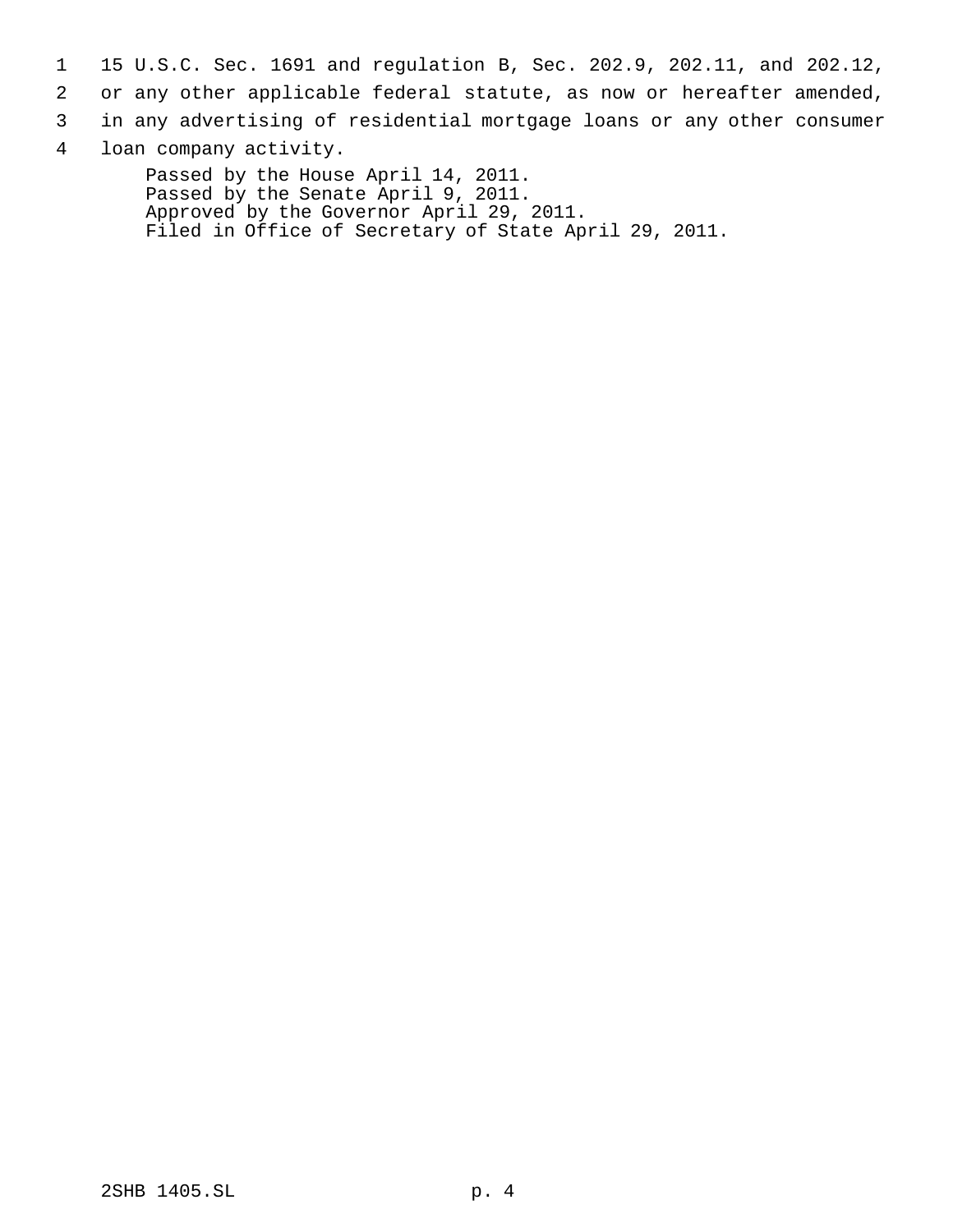15 U.S.C. Sec. 1691 and regulation B, Sec. 202.9, 202.11, and 202.12, or any other applicable federal statute, as now or hereafter amended, in any advertising of residential mortgage loans or any other consumer loan company activity.

Passed by the House April 14, 2011.
Passed by the Senate April 9, 2011.
Approved by the Governor April 29, 2011.
Filed in Office of Secretary of State April 29, 2011.